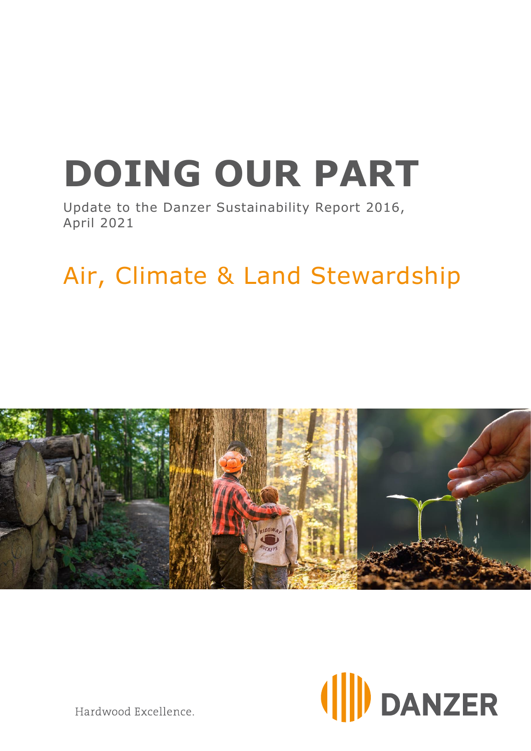# DOING OUR PART

Update to the Danzer Sustainability Report 2016, April 2021

## Air, Climate & Land Stewardship

Hardwood Excellence.

DANZER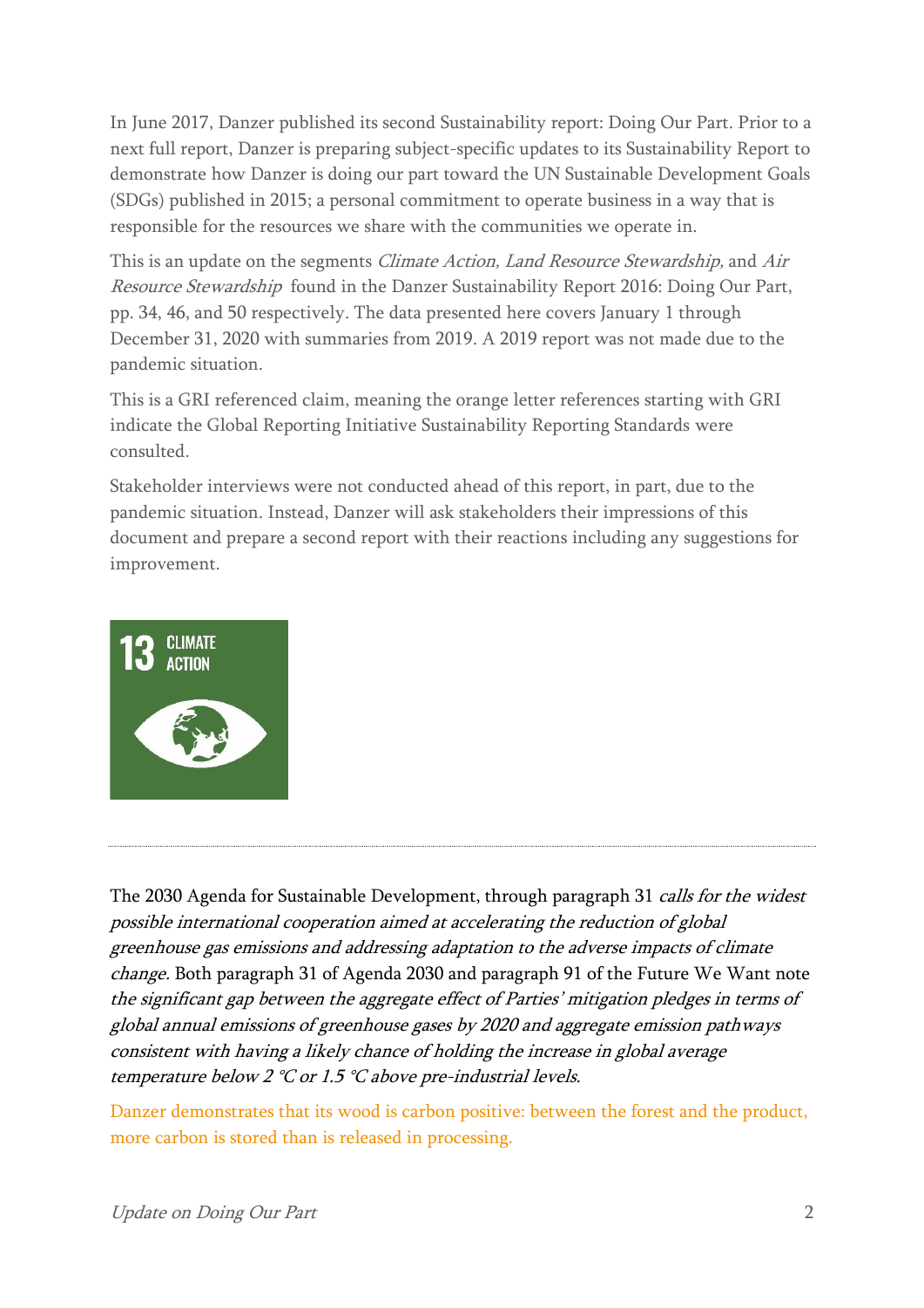In June 2017, Danzer published its second Sustainability report: Doing Our Part. Prior to a next full report, Danzer is preparing subject-specific updates to its Sustainability Report to demonstrate how Danzer is doing our part toward the UN Sustainable Development Goals (SDGs) published in 2015; a personal commitment to operate business in a way that is responsible for the resources we share with the communities we operate in.

This is an update on the segments *Climate Action, Land Resource Stewardship,* and *Air Resource Stewardship* found in the Danzer Sustainability Report 2016: Doing Our Part, pp. 34, 46, and 50 respectively. The data presented here covers January 1 through December 31, 2020 with summaries from 2019. A 2019 report was not made due to the pandemic situation.

This is a GRI referenced claim, meaning the orange letter references starting with GRI indicate the Global Reporting Initiative Sustainability Reporting Standards were consulted.

Stakeholder interviews were not conducted ahead of this report, in part, due to the pandemic situation. Instead, Danzer will ask stakeholders their impressions of this document and prepare a second report with their reactions including any suggestions for improvement.

13 CLIMATE ACTION

---

The 2030 Agenda for Sustainable Development, through paragraph 31 *calls for the widest possible international cooperation aimed at accelerating the reduction of global greenhouse gas emissions and addressing adaptation to the adverse impacts of climate change.* Both paragraph 31 of Agenda 2030 and paragraph 91 of the Future We Want note *the significant gap between the aggregate effect of Parties' mitigation pledges in terms of global annual emissions of greenhouse gases by 2020 and aggregate emission pathways consistent with having a likely chance of holding the increase in global average temperature below 2 °C or 1.5 °C above pre-industrial levels.*

Danzer demonstrates that its wood is carbon positive: between the forest and the product, more carbon is stored than is released in processing.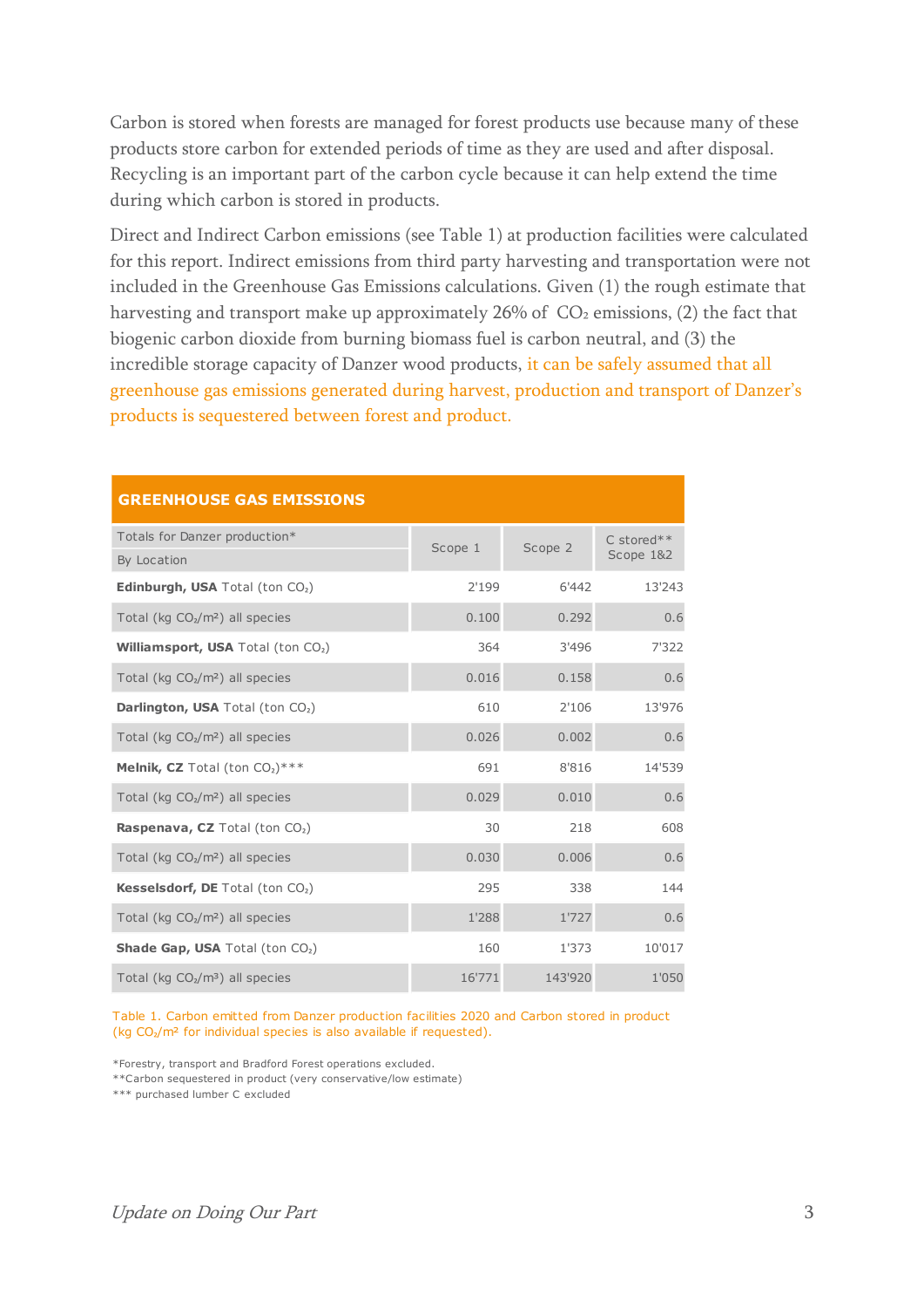Carbon is stored when forests are managed for forest products use because many of these products store carbon for extended periods of time as they are used and after disposal. Recycling is an important part of the carbon cycle because it can help extend the time during which carbon is stored in products.

Direct and Indirect Carbon emissions (see Table 1) at production facilities were calculated for this report. Indirect emissions from third party harvesting and transportation were not included in the Greenhouse Gas Emissions calculations. Given (1) the rough estimate that harvesting and transport make up approximately 26% of $CO_2$ emissions, (2) the fact that biogenic carbon dioxide from burning biomass fuel is carbon neutral, and (3) the incredible storage capacity of Danzer wood products, it can be safely assumed that all greenhouse gas emissions generated during harvest, production and transport of Danzer's products is sequestered between forest and product.

| GREENHOUSE GAS EMISSIONS | | | |
|---|---|---|---|
| Totals for Danzer production* By Location | Scope 1 | Scope 2 | C stored** Scope 1&2 |
| **Edinburgh, USA** Total (ton $CO_2$) | 2'199 | 6'442 | 13'243 |
| Total (kg $CO_2/m^2$) all species | 0.100 | 0.292 | 0.6 |
| **Williamsport, USA** Total (ton $CO_2$) | 364 | 3'496 | 7'322 |
| Total (kg $CO_2/m^2$) all species | 0.016 | 0.158 | 0.6 |
| **Darlington, USA** Total (ton $CO_2$) | 610 | 2'106 | 13'976 |
| Total (kg $CO_2/m^2$) all species | 0.026 | 0.002 | 0.6 |
| **Melnik, CZ** Total (ton $CO_2$)*** | 691 | 8'816 | 14'539 |
| Total (kg $CO_2/m^2$) all species | 0.029 | 0.010 | 0.6 |
| **Raspenava, CZ** Total (ton $CO_2$) | 30 | 218 | 608 |
| Total (kg $CO_2/m^2$) all species | 0.030 | 0.006 | 0.6 |
| **Kesselsdorf, DE** Total (ton $CO_2$) | 295 | 338 | 144 |
| Total (kg $CO_2/m^2$) all species | 1'288 | 1'727 | 0.6 |
| **Shade Gap, USA** Total (ton $CO_2$) | 160 | 1'373 | 10'017 |
| Total (kg $CO_2/m^3$) all species | 16'771 | 143'920 | 1'050 |

Table 1. Carbon emitted from Danzer production facilities 2020 and Carbon stored in product (kg $CO_2/m^2$ for individual species is also available if requested).

*Forestry, transport and Bradford Forest operations excluded.
**Carbon sequestered in product (very conservative/low estimate)
*** purchased lumber C excluded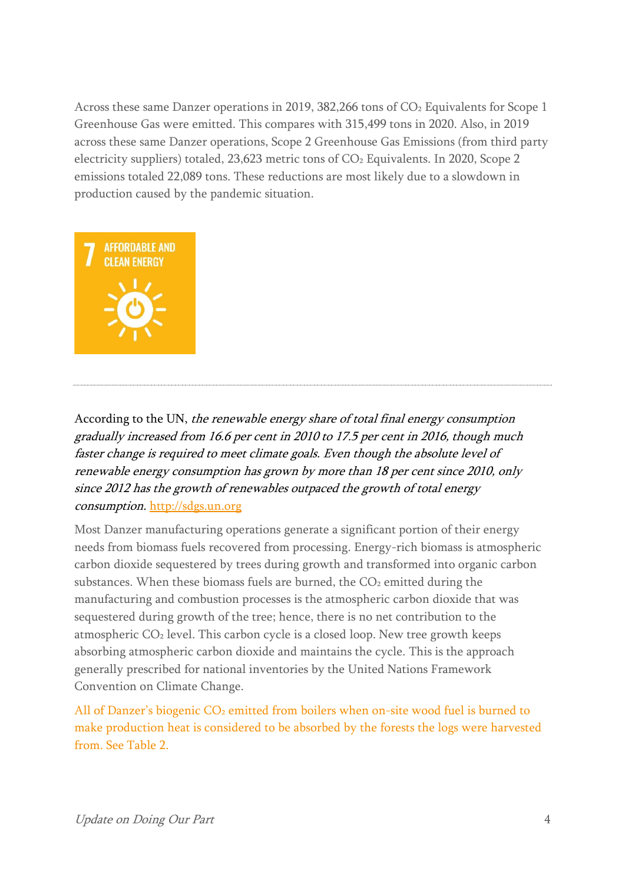Across these same Danzer operations in 2019, 382,266 tons of $CO_2$ Equivalents for Scope 1 Greenhouse Gas were emitted. This compares with 315,499 tons in 2020. Also, in 2019 across these same Danzer operations, Scope 2 Greenhouse Gas Emissions (from third party electricity suppliers) totaled, 23,623 metric tons of $CO_2$ Equivalents. In 2020, Scope 2 emissions totaled 22,089 tons. These reductions are most likely due to a slowdown in production caused by the pandemic situation.

7 AFFORDABLE AND CLEAN ENERGY

---

According to the UN, *the renewable energy share of total final energy consumption gradually increased from 16.6 per cent in 2010 to 17.5 per cent in 2016, though much faster change is required to meet climate goals. Even though the absolute level of renewable energy consumption has grown by more than 18 per cent since 2010, only since 2012 has the growth of renewables outpaced the growth of total energy consumption.* [http://sdgs.un.org](http://sdgs.un.org)

Most Danzer manufacturing operations generate a significant portion of their energy needs from biomass fuels recovered from processing. Energy-rich biomass is atmospheric carbon dioxide sequestered by trees during growth and transformed into organic carbon substances. When these biomass fuels are burned, the $CO_2$ emitted during the manufacturing and combustion processes is the atmospheric carbon dioxide that was sequestered during growth of the tree; hence, there is no net contribution to the atmospheric $CO_2$ level. This carbon cycle is a closed loop. New tree growth keeps absorbing atmospheric carbon dioxide and maintains the cycle. This is the approach generally prescribed for national inventories by the United Nations Framework Convention on Climate Change.

All of Danzer's biogenic $CO_2$ emitted from boilers when on-site wood fuel is burned to make production heat is considered to be absorbed by the forests the logs were harvested from. See Table 2.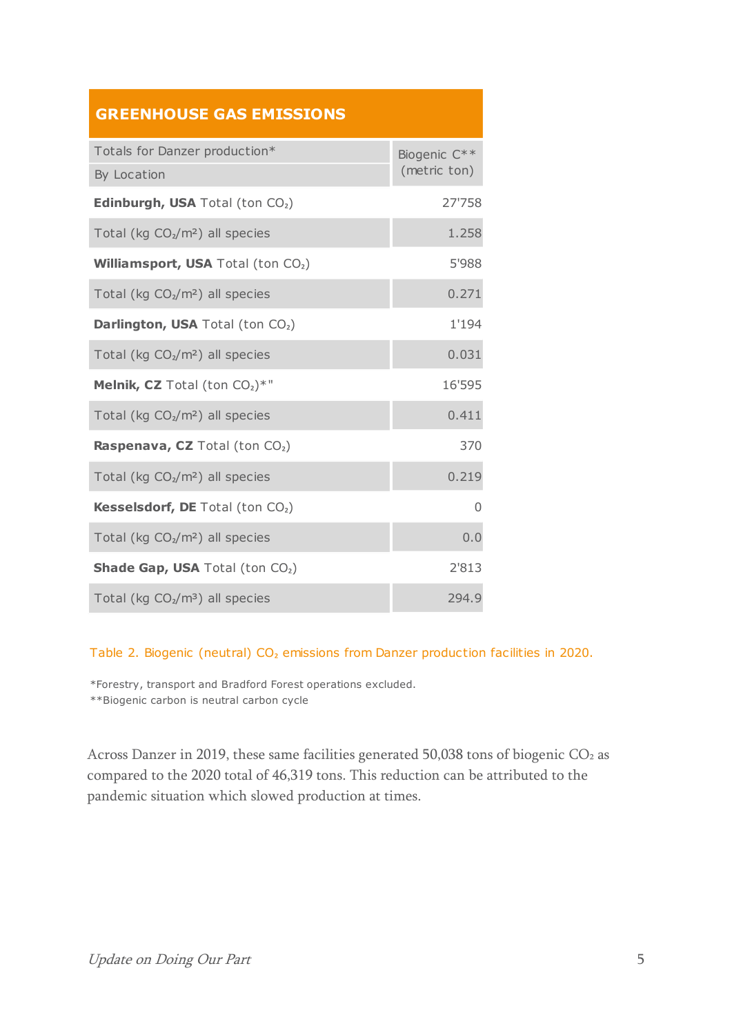## GREENHOUSE GAS EMISSIONS

| Totals for Danzer production* By Location | Biogenic C** (metric ton) |
|---|---|
| **Edinburgh, USA** Total (ton $CO_2$) | 27'758 |
| Total (kg $CO_2/m^2$) all species | 1.258 |
| **Williamsport, USA** Total (ton $CO_2$) | 5'988 |
| Total (kg $CO_2/m^2$) all species | 0.271 |
| **Darlington, USA** Total (ton $CO_2$) | 1'194 |
| Total (kg $CO_2/m^2$) all species | 0.031 |
| **Melnik, CZ** Total (ton $CO_2$)*" | 16'595 |
| Total (kg $CO_2/m^2$) all species | 0.411 |
| **Raspenava, CZ** Total (ton $CO_2$) | 370 |
| Total (kg $CO_2/m^2$) all species | 0.219 |
| **Kesselsdorf, DE** Total (ton $CO_2$) | 0 |
| Total (kg $CO_2/m^2$) all species | 0.0 |
| **Shade Gap, USA** Total (ton $CO_2$) | 2'813 |
| Total (kg $CO_2/m^3$) all species | 294.9 |

Table 2. Biogenic (neutral) $CO_2$ emissions from Danzer production facilities in 2020.

*Forestry, transport and Bradford Forest operations excluded.
**Biogenic carbon is neutral carbon cycle

Across Danzer in 2019, these same facilities generated 50,038 tons of biogenic $CO_2$ as compared to the 2020 total of 46,319 tons. This reduction can be attributed to the pandemic situation which slowed production at times.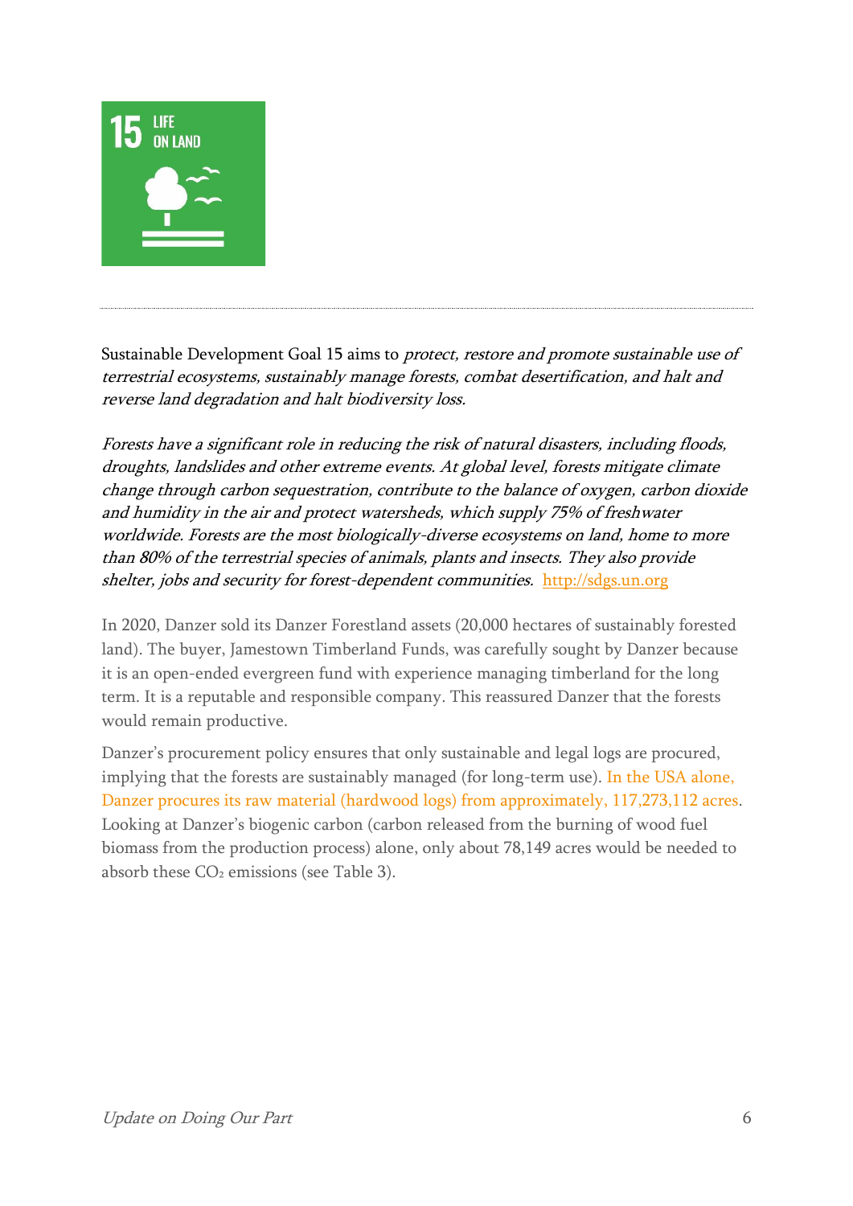15 LIFE ON LAND

Sustainable Development Goal 15 aims to *protect, restore and promote sustainable use of terrestrial ecosystems, sustainably manage forests, combat desertification, and halt and reverse land degradation and halt biodiversity loss.*

*Forests have a significant role in reducing the risk of natural disasters, including floods, droughts, landslides and other extreme events. At global level, forests mitigate climate change through carbon sequestration, contribute to the balance of oxygen, carbon dioxide and humidity in the air and protect watersheds, which supply 75% of freshwater worldwide. Forests are the most biologically-diverse ecosystems on land, home to more than 80% of the terrestrial species of animals, plants and insects. They also provide shelter, jobs and security for forest-dependent communities.* [http://sdgs.un.org](http://sdgs.un.org)

In 2020, Danzer sold its Danzer Forestland assets (20,000 hectares of sustainably forested land). The buyer, Jamestown Timberland Funds, was carefully sought by Danzer because it is an open-ended evergreen fund with experience managing timberland for the long term. It is a reputable and responsible company. This reassured Danzer that the forests would remain productive.

Danzer's procurement policy ensures that only sustainable and legal logs are procured, implying that the forests are sustainably managed (for long-term use). In the USA alone, Danzer procures its raw material (hardwood logs) from approximately, 117,273,112 acres. Looking at Danzer's biogenic carbon (carbon released from the burning of wood fuel biomass from the production process) alone, only about 78,149 acres would be needed to absorb these $CO_2$ emissions (see Table 3).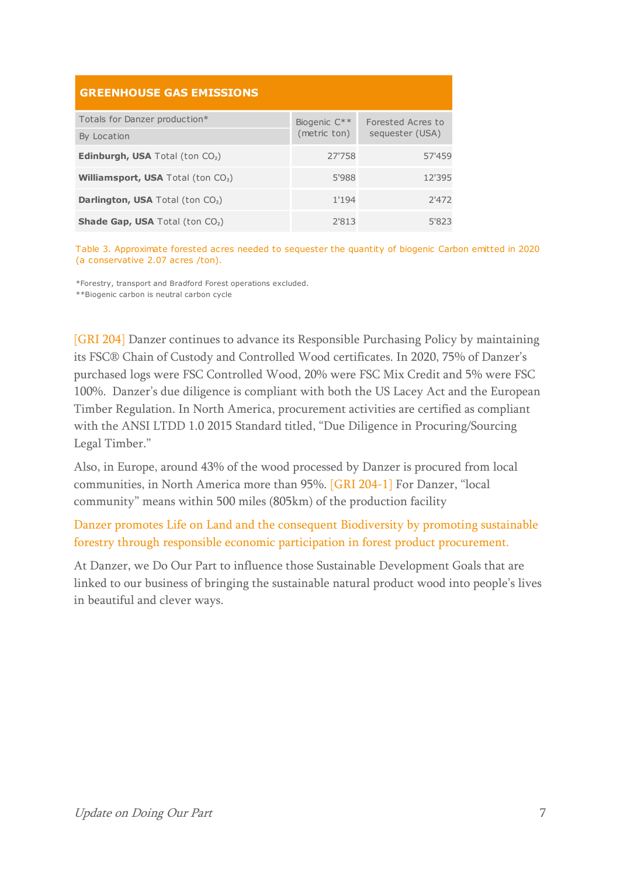## GREENHOUSE GAS EMISSIONS

| Totals for Danzer production* By Location | Biogenic C** (metric ton) | Forested Acres to sequester (USA) |
|---|---|---|
| **Edinburgh, USA** Total (ton $CO_2$) | 27'758 | 57'459 |
| **Williamsport, USA** Total (ton $CO_2$) | 5'988 | 12'395 |
| **Darlington, USA** Total (ton $CO_2$) | 1'194 | 2'472 |
| **Shade Gap, USA** Total (ton $CO_2$) | 2'813 | 5'823 |

Table 3. Approximate forested acres needed to sequester the quantity of biogenic Carbon emitted in 2020 (a conservative 2.07 acres /ton).

*Forestry, transport and Bradford Forest operations excluded.
**Biogenic carbon is neutral carbon cycle

[GRI 204] Danzer continues to advance its Responsible Purchasing Policy by maintaining its FSC® Chain of Custody and Controlled Wood certificates. In 2020, 75% of Danzer's purchased logs were FSC Controlled Wood, 20% were FSC Mix Credit and 5% were FSC 100%. Danzer's due diligence is compliant with both the US Lacey Act and the European Timber Regulation. In North America, procurement activities are certified as compliant with the ANSI LTDD 1.0 2015 Standard titled, "Due Diligence in Procuring/Sourcing Legal Timber."

Also, in Europe, around 43% of the wood processed by Danzer is procured from local communities, in North America more than 95%. [GRI 204-1] For Danzer, "local community" means within 500 miles (805km) of the production facility

Danzer promotes Life on Land and the consequent Biodiversity by promoting sustainable forestry through responsible economic participation in forest product procurement.

At Danzer, we Do Our Part to influence those Sustainable Development Goals that are linked to our business of bringing the sustainable natural product wood into people's lives in beautiful and clever ways.